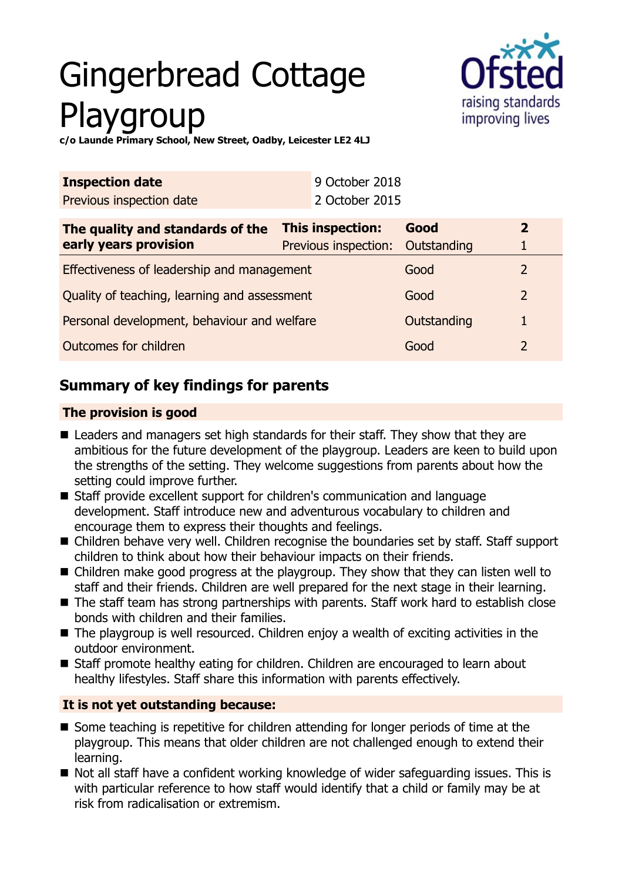# Gingerbread Cottage Playgroup

**c/o Launde Primary School, New Street, Oadby, Leicester LE2 4LJ**

| | |
|---|---|
| **Inspection date** | 9 October 2018 |
| Previous inspection date | 2 October 2015 |

| | | | |
|---|---|---|---|
| **The quality and standards of the early years provision** | **This inspection:** | **Good** | **2** |
| | Previous inspection: | Outstanding | 1 |
| Effectiveness of leadership and management | | Good | 2 |
| Quality of teaching, learning and assessment | | Good | 2 |
| Personal development, behaviour and welfare | | Outstanding | 1 |
| Outcomes for children | | Good | 2 |

## Summary of key findings for parents

### The provision is good

- Leaders and managers set high standards for their staff. They show that they are ambitious for the future development of the playgroup. Leaders are keen to build upon the strengths of the setting. They welcome suggestions from parents about how the setting could improve further.
- Staff provide excellent support for children's communication and language development. Staff introduce new and adventurous vocabulary to children and encourage them to express their thoughts and feelings.
- Children behave very well. Children recognise the boundaries set by staff. Staff support children to think about how their behaviour impacts on their friends.
- Children make good progress at the playgroup. They show that they can listen well to staff and their friends. Children are well prepared for the next stage in their learning.
- The staff team has strong partnerships with parents. Staff work hard to establish close bonds with children and their families.
- The playgroup is well resourced. Children enjoy a wealth of exciting activities in the outdoor environment.
- Staff promote healthy eating for children. Children are encouraged to learn about healthy lifestyles. Staff share this information with parents effectively.

### It is not yet outstanding because:

- Some teaching is repetitive for children attending for longer periods of time at the playgroup. This means that older children are not challenged enough to extend their learning.
- Not all staff have a confident working knowledge of wider safeguarding issues. This is with particular reference to how staff would identify that a child or family may be at risk from radicalisation or extremism.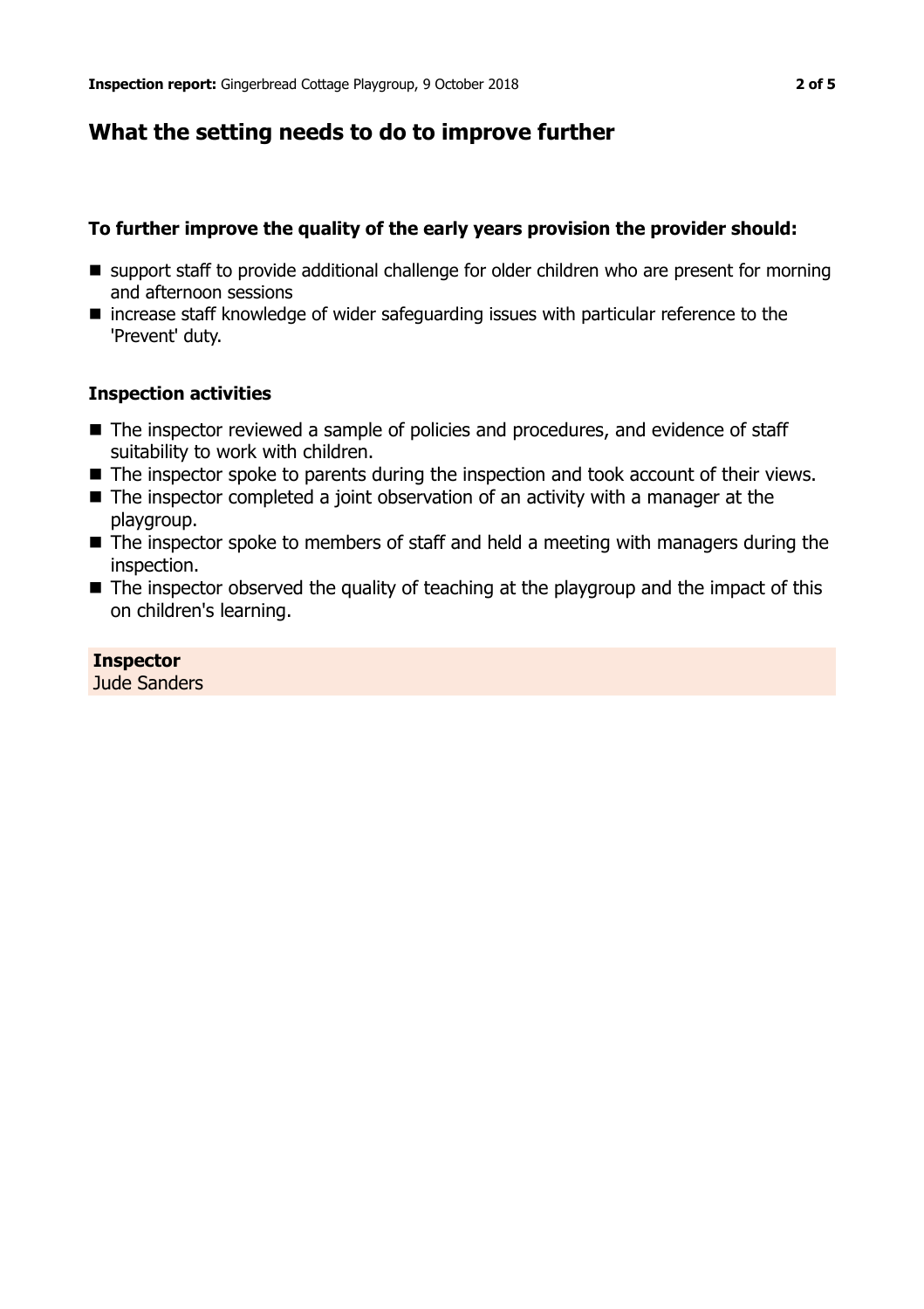## What the setting needs to do to improve further

### To further improve the quality of the early years provision the provider should:

- support staff to provide additional challenge for older children who are present for morning and afternoon sessions
- increase staff knowledge of wider safeguarding issues with particular reference to the 'Prevent' duty.

### Inspection activities

- The inspector reviewed a sample of policies and procedures, and evidence of staff suitability to work with children.
- The inspector spoke to parents during the inspection and took account of their views.
- The inspector completed a joint observation of an activity with a manager at the playgroup.
- The inspector spoke to members of staff and held a meeting with managers during the inspection.
- The inspector observed the quality of teaching at the playgroup and the impact of this on children's learning.

**Inspector**
Jude Sanders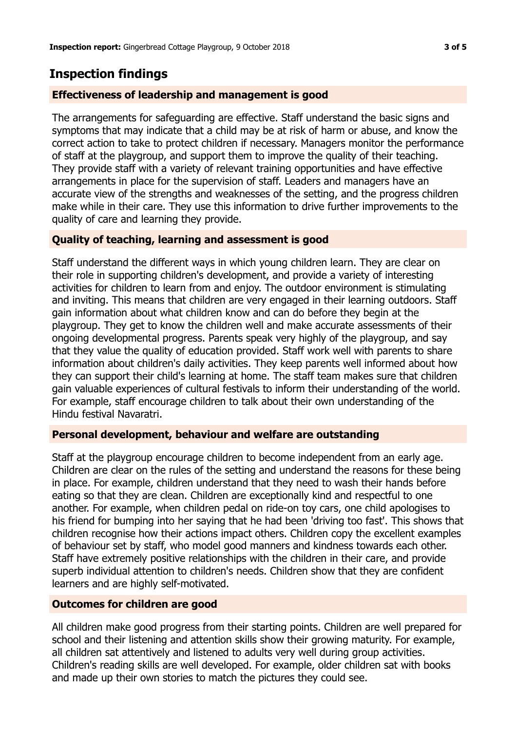## Inspection findings

### Effectiveness of leadership and management is good

The arrangements for safeguarding are effective. Staff understand the basic signs and symptoms that may indicate that a child may be at risk of harm or abuse, and know the correct action to take to protect children if necessary. Managers monitor the performance of staff at the playgroup, and support them to improve the quality of their teaching. They provide staff with a variety of relevant training opportunities and have effective arrangements in place for the supervision of staff. Leaders and managers have an accurate view of the strengths and weaknesses of the setting, and the progress children make while in their care. They use this information to drive further improvements to the quality of care and learning they provide.

### Quality of teaching, learning and assessment is good

Staff understand the different ways in which young children learn. They are clear on their role in supporting children's development, and provide a variety of interesting activities for children to learn from and enjoy. The outdoor environment is stimulating and inviting. This means that children are very engaged in their learning outdoors. Staff gain information about what children know and can do before they begin at the playgroup. They get to know the children well and make accurate assessments of their ongoing developmental progress. Parents speak very highly of the playgroup, and say that they value the quality of education provided. Staff work well with parents to share information about children's daily activities. They keep parents well informed about how they can support their child's learning at home. The staff team makes sure that children gain valuable experiences of cultural festivals to inform their understanding of the world. For example, staff encourage children to talk about their own understanding of the Hindu festival Navaratri.

### Personal development, behaviour and welfare are outstanding

Staff at the playgroup encourage children to become independent from an early age. Children are clear on the rules of the setting and understand the reasons for these being in place. For example, children understand that they need to wash their hands before eating so that they are clean. Children are exceptionally kind and respectful to one another. For example, when children pedal on ride-on toy cars, one child apologises to his friend for bumping into her saying that he had been 'driving too fast'. This shows that children recognise how their actions impact others. Children copy the excellent examples of behaviour set by staff, who model good manners and kindness towards each other. Staff have extremely positive relationships with the children in their care, and provide superb individual attention to children's needs. Children show that they are confident learners and are highly self-motivated.

### Outcomes for children are good

All children make good progress from their starting points. Children are well prepared for school and their listening and attention skills show their growing maturity. For example, all children sat attentively and listened to adults very well during group activities. Children's reading skills are well developed. For example, older children sat with books and made up their own stories to match the pictures they could see.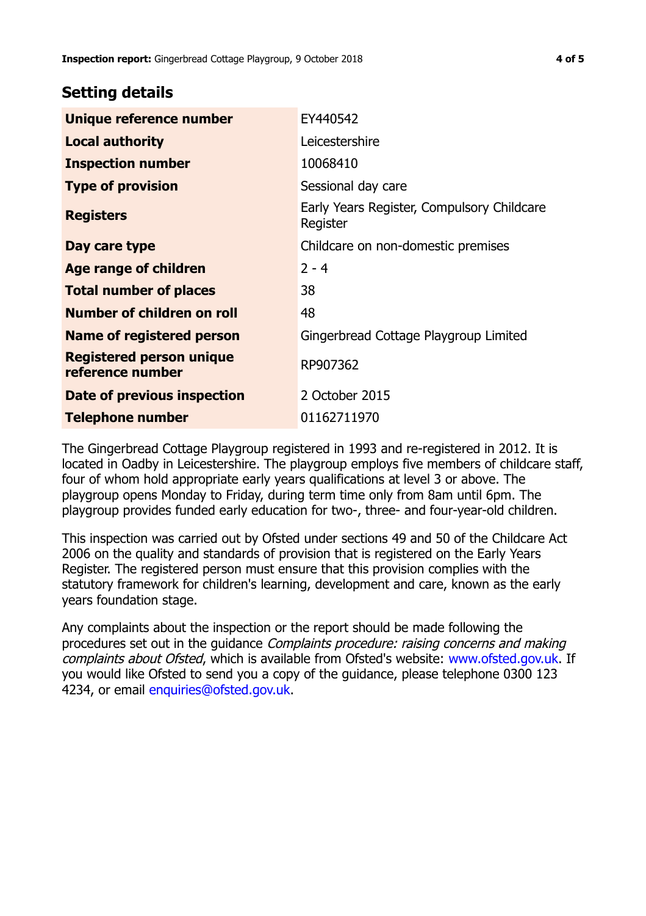## Setting details

| | |
|---|---|
| **Unique reference number** | EY440542 |
| **Local authority** | Leicestershire |
| **Inspection number** | 10068410 |
| **Type of provision** | Sessional day care |
| **Registers** | Early Years Register, Compulsory Childcare Register |
| **Day care type** | Childcare on non-domestic premises |
| **Age range of children** | 2 - 4 |
| **Total number of places** | 38 |
| **Number of children on roll** | 48 |
| **Name of registered person** | Gingerbread Cottage Playgroup Limited |
| **Registered person unique reference number** | RP907362 |
| **Date of previous inspection** | 2 October 2015 |
| **Telephone number** | 01162711970 |

The Gingerbread Cottage Playgroup registered in 1993 and re-registered in 2012. It is located in Oadby in Leicestershire. The playgroup employs five members of childcare staff, four of whom hold appropriate early years qualifications at level 3 or above. The playgroup opens Monday to Friday, during term time only from 8am until 6pm. The playgroup provides funded early education for two-, three- and four-year-old children.

This inspection was carried out by Ofsted under sections 49 and 50 of the Childcare Act 2006 on the quality and standards of provision that is registered on the Early Years Register. The registered person must ensure that this provision complies with the statutory framework for children's learning, development and care, known as the early years foundation stage.

Any complaints about the inspection or the report should be made following the procedures set out in the guidance *Complaints procedure: raising concerns and making complaints about Ofsted*, which is available from Ofsted's website: www.ofsted.gov.uk. If you would like Ofsted to send you a copy of the guidance, please telephone 0300 123 4234, or email enquiries@ofsted.gov.uk.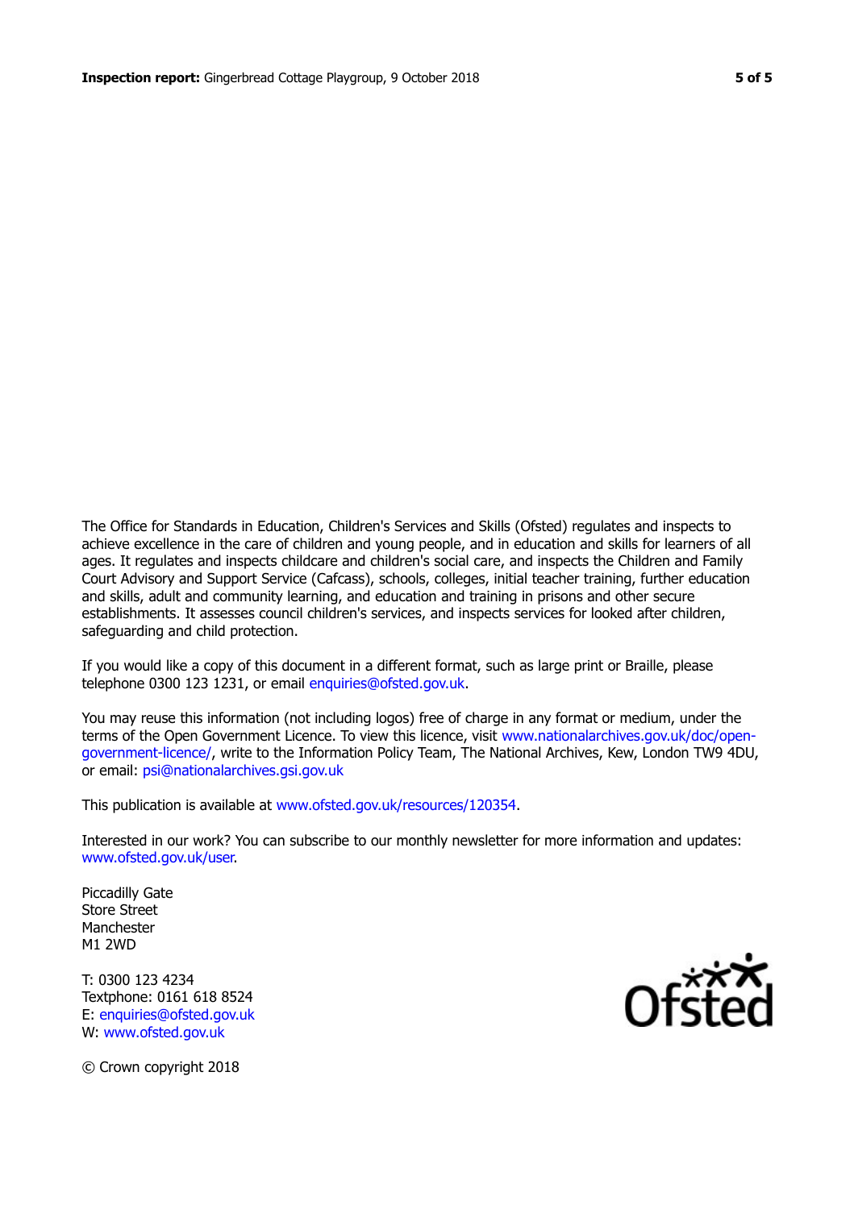The Office for Standards in Education, Children's Services and Skills (Ofsted) regulates and inspects to achieve excellence in the care of children and young people, and in education and skills for learners of all ages. It regulates and inspects childcare and children's social care, and inspects the Children and Family Court Advisory and Support Service (Cafcass), schools, colleges, initial teacher training, further education and skills, adult and community learning, and education and training in prisons and other secure establishments. It assesses council children's services, and inspects services for looked after children, safeguarding and child protection.

If you would like a copy of this document in a different format, such as large print or Braille, please telephone 0300 123 1231, or email enquiries@ofsted.gov.uk.

You may reuse this information (not including logos) free of charge in any format or medium, under the terms of the Open Government Licence. To view this licence, visit www.nationalarchives.gov.uk/doc/open-government-licence/, write to the Information Policy Team, The National Archives, Kew, London TW9 4DU, or email: psi@nationalarchives.gsi.gov.uk

This publication is available at www.ofsted.gov.uk/resources/120354.

Interested in our work? You can subscribe to our monthly newsletter for more information and updates: www.ofsted.gov.uk/user.

Piccadilly Gate
Store Street
Manchester
M1 2WD

T: 0300 123 4234
Textphone: 0161 618 8524
E: enquiries@ofsted.gov.uk
W: www.ofsted.gov.uk

© Crown copyright 2018